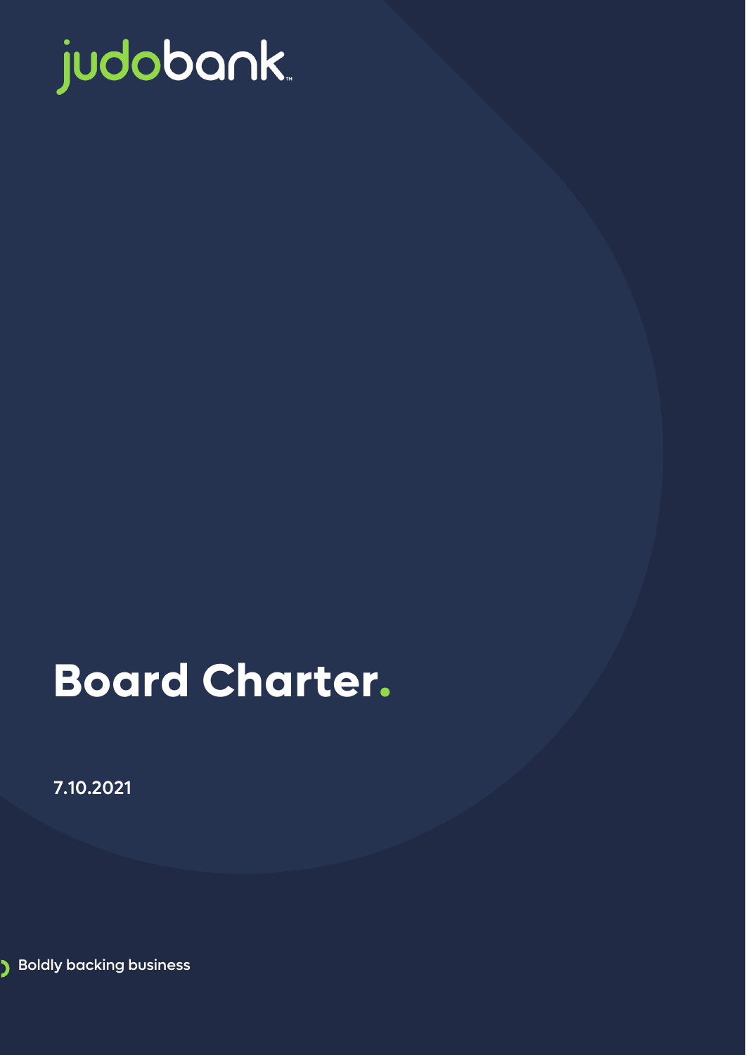judobank

# Board Charter.

7.10.2021

Boldly backing business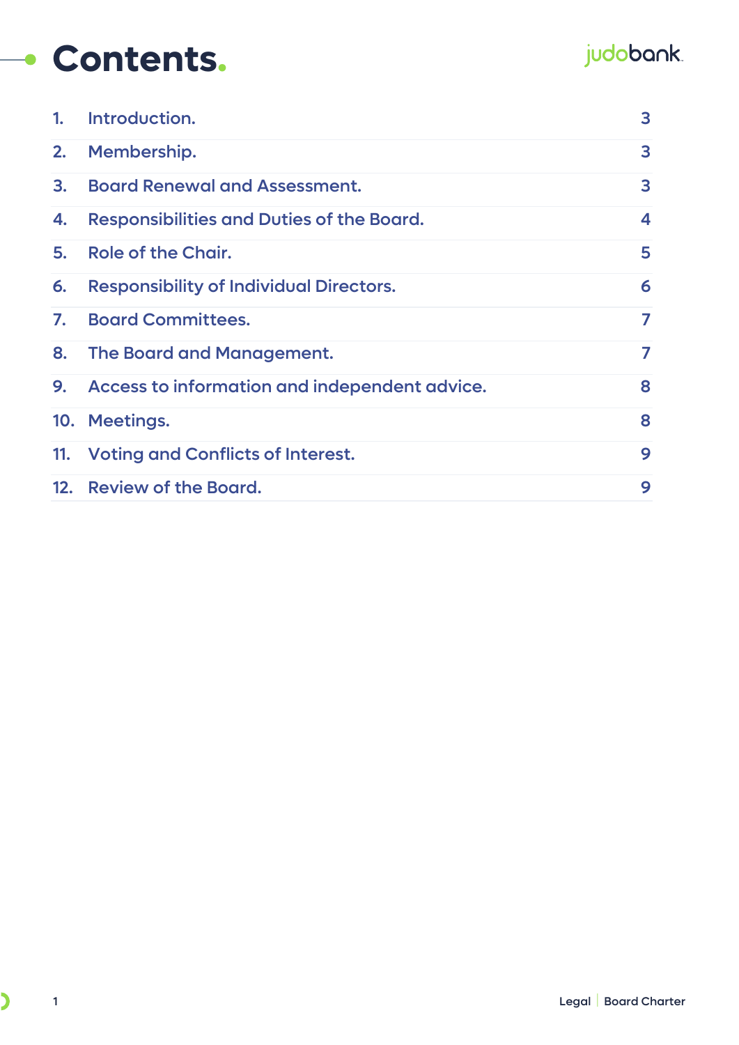# Contents.

| | | |
|---|---|---|
| 1. | Introduction. | 3 |
| 2. | Membership. | 3 |
| 3. | Board Renewal and Assessment. | 3 |
| 4. | Responsibilities and Duties of the Board. | 4 |
| 5. | Role of the Chair. | 5 |
| 6. | Responsibility of Individual Directors. | 6 |
| 7. | Board Committees. | 7 |
| 8. | The Board and Management. | 7 |
| 9. | Access to information and independent advice. | 8 |
| 10. | Meetings. | 8 |
| 11. | Voting and Conflicts of Interest. | 9 |
| 12. | Review of the Board. | 9 |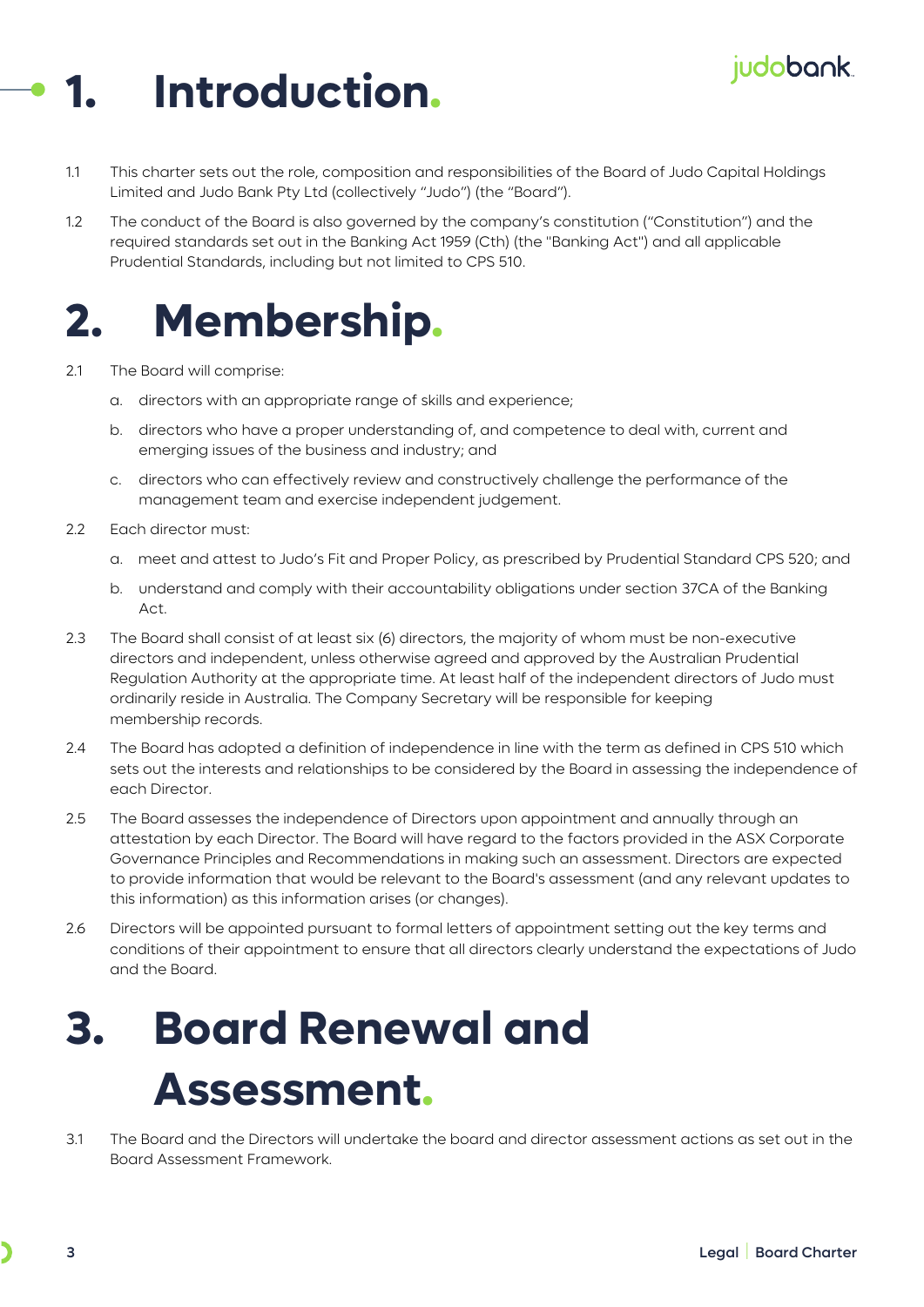# 1. Introduction.

1.1 This charter sets out the role, composition and responsibilities of the Board of Judo Capital Holdings Limited and Judo Bank Pty Ltd (collectively "Judo") (the "Board").

1.2 The conduct of the Board is also governed by the company's constitution ("Constitution") and the required standards set out in the Banking Act 1959 (Cth) (the "Banking Act") and all applicable Prudential Standards, including but not limited to CPS 510.

# 2. Membership.

2.1 The Board will comprise:

a. directors with an appropriate range of skills and experience;

b. directors who have a proper understanding of, and competence to deal with, current and emerging issues of the business and industry; and

c. directors who can effectively review and constructively challenge the performance of the management team and exercise independent judgement.

2.2 Each director must:

a. meet and attest to Judo's Fit and Proper Policy, as prescribed by Prudential Standard CPS 520; and

b. understand and comply with their accountability obligations under section 37CA of the Banking Act.

2.3 The Board shall consist of at least six (6) directors, the majority of whom must be non-executive directors and independent, unless otherwise agreed and approved by the Australian Prudential Regulation Authority at the appropriate time. At least half of the independent directors of Judo must ordinarily reside in Australia. The Company Secretary will be responsible for keeping membership records.

2.4 The Board has adopted a definition of independence in line with the term as defined in CPS 510 which sets out the interests and relationships to be considered by the Board in assessing the independence of each Director.

2.5 The Board assesses the independence of Directors upon appointment and annually through an attestation by each Director. The Board will have regard to the factors provided in the ASX Corporate Governance Principles and Recommendations in making such an assessment. Directors are expected to provide information that would be relevant to the Board's assessment (and any relevant updates to this information) as this information arises (or changes).

2.6 Directors will be appointed pursuant to formal letters of appointment setting out the key terms and conditions of their appointment to ensure that all directors clearly understand the expectations of Judo and the Board.

# 3. Board Renewal and Assessment.

3.1 The Board and the Directors will undertake the board and director assessment actions as set out in the Board Assessment Framework.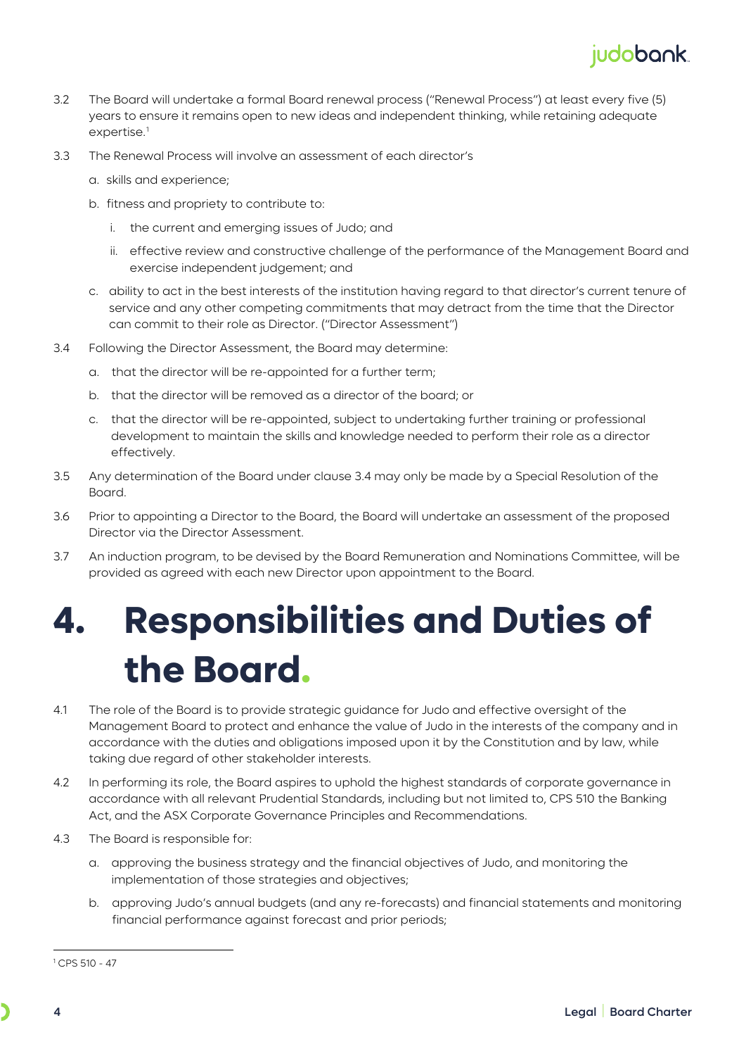3.2 The Board will undertake a formal Board renewal process ("Renewal Process") at least every five (5) years to ensure it remains open to new ideas and independent thinking, while retaining adequate expertise.[1]

3.3 The Renewal Process will involve an assessment of each director's

a. skills and experience;

b. fitness and propriety to contribute to:

i. the current and emerging issues of Judo; and

ii. effective review and constructive challenge of the performance of the Management Board and exercise independent judgement; and

c. ability to act in the best interests of the institution having regard to that director's current tenure of service and any other competing commitments that may detract from the time that the Director can commit to their role as Director. ("Director Assessment")

3.4 Following the Director Assessment, the Board may determine:

a. that the director will be re-appointed for a further term;

b. that the director will be removed as a director of the board; or

c. that the director will be re-appointed, subject to undertaking further training or professional development to maintain the skills and knowledge needed to perform their role as a director effectively.

3.5 Any determination of the Board under clause 3.4 may only be made by a Special Resolution of the Board.

3.6 Prior to appointing a Director to the Board, the Board will undertake an assessment of the proposed Director via the Director Assessment.

3.7 An induction program, to be devised by the Board Remuneration and Nominations Committee, will be provided as agreed with each new Director upon appointment to the Board.

# 4. Responsibilities and Duties of the Board.

4.1 The role of the Board is to provide strategic guidance for Judo and effective oversight of the Management Board to protect and enhance the value of Judo in the interests of the company and in accordance with the duties and obligations imposed upon it by the Constitution and by law, while taking due regard of other stakeholder interests.

4.2 In performing its role, the Board aspires to uphold the highest standards of corporate governance in accordance with all relevant Prudential Standards, including but not limited to, CPS 510 the Banking Act, and the ASX Corporate Governance Principles and Recommendations.

4.3 The Board is responsible for:

a. approving the business strategy and the financial objectives of Judo, and monitoring the implementation of those strategies and objectives;

b. approving Judo's annual budgets (and any re-forecasts) and financial statements and monitoring financial performance against forecast and prior periods;

---

[1] CPS 510 - 47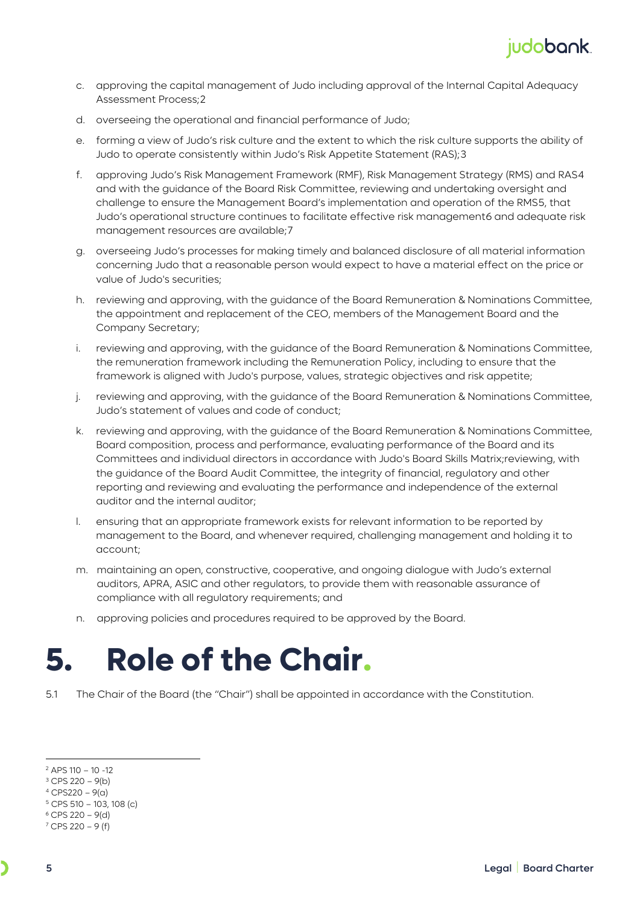c. approving the capital management of Judo including approval of the Internal Capital Adequacy Assessment Process;[2]

d. overseeing the operational and financial performance of Judo;

e. forming a view of Judo's risk culture and the extent to which the risk culture supports the ability of Judo to operate consistently within Judo's Risk Appetite Statement (RAS);[3]

f. approving Judo's Risk Management Framework (RMF), Risk Management Strategy (RMS) and RAS[4] and with the guidance of the Board Risk Committee, reviewing and undertaking oversight and challenge to ensure the Management Board's implementation and operation of the RMS[5], that Judo's operational structure continues to facilitate effective risk management[6] and adequate risk management resources are available;[7]

g. overseeing Judo's processes for making timely and balanced disclosure of all material information concerning Judo that a reasonable person would expect to have a material effect on the price or value of Judo's securities;

h. reviewing and approving, with the guidance of the Board Remuneration & Nominations Committee, the appointment and replacement of the CEO, members of the Management Board and the Company Secretary;

i. reviewing and approving, with the guidance of the Board Remuneration & Nominations Committee, the remuneration framework including the Remuneration Policy, including to ensure that the framework is aligned with Judo's purpose, values, strategic objectives and risk appetite;

j. reviewing and approving, with the guidance of the Board Remuneration & Nominations Committee, Judo's statement of values and code of conduct;

k. reviewing and approving, with the guidance of the Board Remuneration & Nominations Committee, Board composition, process and performance, evaluating performance of the Board and its Committees and individual directors in accordance with Judo's Board Skills Matrix;reviewing, with the guidance of the Board Audit Committee, the integrity of financial, regulatory and other reporting and reviewing and evaluating the performance and independence of the external auditor and the internal auditor;

l. ensuring that an appropriate framework exists for relevant information to be reported by management to the Board, and whenever required, challenging management and holding it to account;

m. maintaining an open, constructive, cooperative, and ongoing dialogue with Judo's external auditors, APRA, ASIC and other regulators, to provide them with reasonable assurance of compliance with all regulatory requirements; and

n. approving policies and procedures required to be approved by the Board.

# 5. Role of the Chair.

5.1 The Chair of the Board (the "Chair") shall be appointed in accordance with the Constitution.

---

[2] APS 110 – 10 -12
[3] CPS 220 – 9(b)
[4] CPS220 – 9(a)
[5] CPS 510 – 103, 108 (c)
[6] CPS 220 – 9(d)
[7] CPS 220 – 9 (f)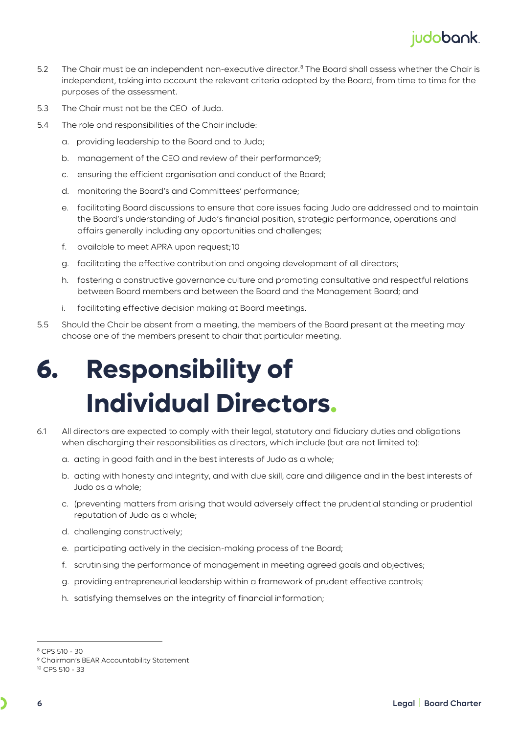5.2 The Chair must be an independent non-executive director.[8] The Board shall assess whether the Chair is independent, taking into account the relevant criteria adopted by the Board, from time to time for the purposes of the assessment.

5.3 The Chair must not be the CEO of Judo.

5.4 The role and responsibilities of the Chair include:

a. providing leadership to the Board and to Judo;

b. management of the CEO and review of their performance9;

c. ensuring the efficient organisation and conduct of the Board;

d. monitoring the Board's and Committees' performance;

e. facilitating Board discussions to ensure that core issues facing Judo are addressed and to maintain the Board's understanding of Judo's financial position, strategic performance, operations and affairs generally including any opportunities and challenges;

f. available to meet APRA upon request;10

g. facilitating the effective contribution and ongoing development of all directors;

h. fostering a constructive governance culture and promoting consultative and respectful relations between Board members and between the Board and the Management Board; and

i. facilitating effective decision making at Board meetings.

5.5 Should the Chair be absent from a meeting, the members of the Board present at the meeting may choose one of the members present to chair that particular meeting.

# 6. Responsibility of Individual Directors.

6.1 All directors are expected to comply with their legal, statutory and fiduciary duties and obligations when discharging their responsibilities as directors, which include (but are not limited to):

a. acting in good faith and in the best interests of Judo as a whole;

b. acting with honesty and integrity, and with due skill, care and diligence and in the best interests of Judo as a whole;

c. (preventing matters from arising that would adversely affect the prudential standing or prudential reputation of Judo as a whole;

d. challenging constructively;

e. participating actively in the decision-making process of the Board;

f. scrutinising the performance of management in meeting agreed goals and objectives;

g. providing entrepreneurial leadership within a framework of prudent effective controls;

h. satisfying themselves on the integrity of financial information;

---

[8] CPS 510 - 30

[9] Chairman's BEAR Accountability Statement

[10] CPS 510 - 33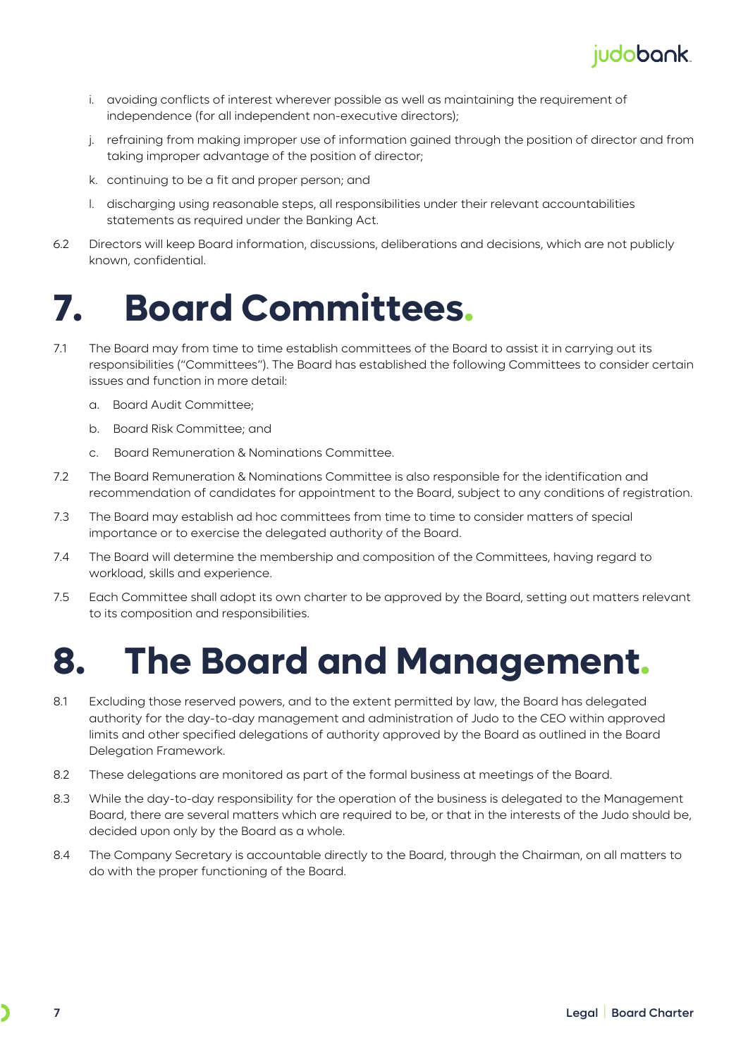i. avoiding conflicts of interest wherever possible as well as maintaining the requirement of independence (for all independent non-executive directors);

j. refraining from making improper use of information gained through the position of director and from taking improper advantage of the position of director;

k. continuing to be a fit and proper person; and

l. discharging using reasonable steps, all responsibilities under their relevant accountabilities statements as required under the Banking Act.

6.2 Directors will keep Board information, discussions, deliberations and decisions, which are not publicly known, confidential.

# 7. Board Committees.

7.1 The Board may from time to time establish committees of the Board to assist it in carrying out its responsibilities ("Committees"). The Board has established the following Committees to consider certain issues and function in more detail:

a. Board Audit Committee;

b. Board Risk Committee; and

c. Board Remuneration & Nominations Committee.

7.2 The Board Remuneration & Nominations Committee is also responsible for the identification and recommendation of candidates for appointment to the Board, subject to any conditions of registration.

7.3 The Board may establish ad hoc committees from time to time to consider matters of special importance or to exercise the delegated authority of the Board.

7.4 The Board will determine the membership and composition of the Committees, having regard to workload, skills and experience.

7.5 Each Committee shall adopt its own charter to be approved by the Board, setting out matters relevant to its composition and responsibilities.

# 8. The Board and Management.

8.1 Excluding those reserved powers, and to the extent permitted by law, the Board has delegated authority for the day-to-day management and administration of Judo to the CEO within approved limits and other specified delegations of authority approved by the Board as outlined in the Board Delegation Framework.

8.2 These delegations are monitored as part of the formal business at meetings of the Board.

8.3 While the day-to-day responsibility for the operation of the business is delegated to the Management Board, there are several matters which are required to be, or that in the interests of the Judo should be, decided upon only by the Board as a whole.

8.4 The Company Secretary is accountable directly to the Board, through the Chairman, on all matters to do with the proper functioning of the Board.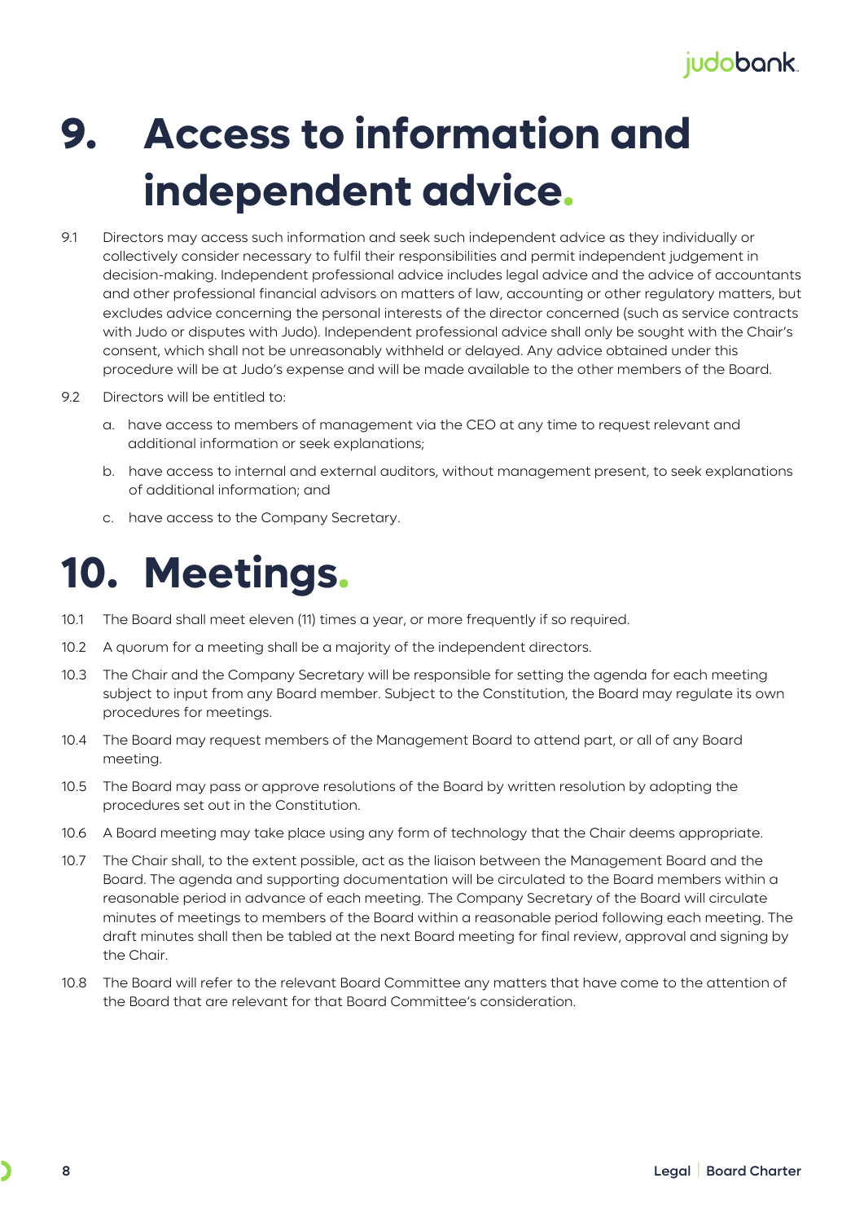# 9. Access to information and independent advice.

9.1 Directors may access such information and seek such independent advice as they individually or collectively consider necessary to fulfil their responsibilities and permit independent judgement in decision-making. Independent professional advice includes legal advice and the advice of accountants and other professional financial advisors on matters of law, accounting or other regulatory matters, but excludes advice concerning the personal interests of the director concerned (such as service contracts with Judo or disputes with Judo). Independent professional advice shall only be sought with the Chair's consent, which shall not be unreasonably withheld or delayed. Any advice obtained under this procedure will be at Judo's expense and will be made available to the other members of the Board.

9.2 Directors will be entitled to:

a. have access to members of management via the CEO at any time to request relevant and additional information or seek explanations;

b. have access to internal and external auditors, without management present, to seek explanations of additional information; and

c. have access to the Company Secretary.

# 10. Meetings.

10.1 The Board shall meet eleven (11) times a year, or more frequently if so required.

10.2 A quorum for a meeting shall be a majority of the independent directors.

10.3 The Chair and the Company Secretary will be responsible for setting the agenda for each meeting subject to input from any Board member. Subject to the Constitution, the Board may regulate its own procedures for meetings.

10.4 The Board may request members of the Management Board to attend part, or all of any Board meeting.

10.5 The Board may pass or approve resolutions of the Board by written resolution by adopting the procedures set out in the Constitution.

10.6 A Board meeting may take place using any form of technology that the Chair deems appropriate.

10.7 The Chair shall, to the extent possible, act as the liaison between the Management Board and the Board. The agenda and supporting documentation will be circulated to the Board members within a reasonable period in advance of each meeting. The Company Secretary of the Board will circulate minutes of meetings to members of the Board within a reasonable period following each meeting. The draft minutes shall then be tabled at the next Board meeting for final review, approval and signing by the Chair.

10.8 The Board will refer to the relevant Board Committee any matters that have come to the attention of the Board that are relevant for that Board Committee's consideration.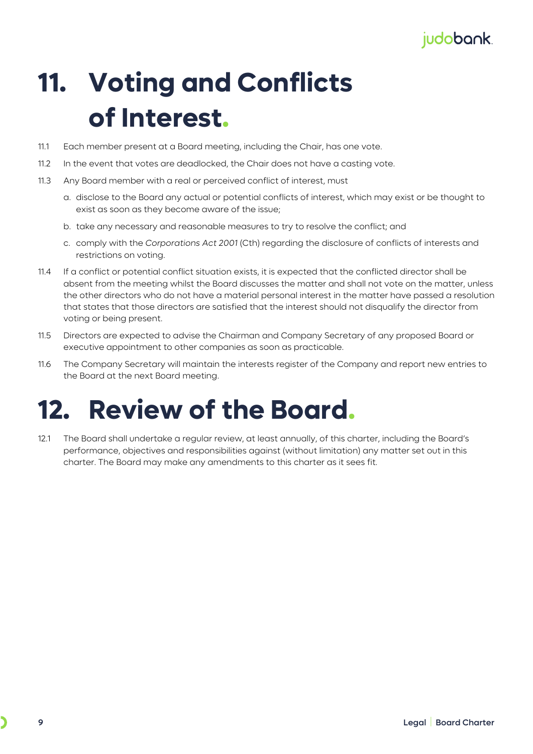# 11. Voting and Conflicts of Interest.

11.1 Each member present at a Board meeting, including the Chair, has one vote.

11.2 In the event that votes are deadlocked, the Chair does not have a casting vote.

11.3 Any Board member with a real or perceived conflict of interest, must

a. disclose to the Board any actual or potential conflicts of interest, which may exist or be thought to exist as soon as they become aware of the issue;

b. take any necessary and reasonable measures to try to resolve the conflict; and

c. comply with the *Corporations Act 2001* (Cth) regarding the disclosure of conflicts of interests and restrictions on voting.

11.4 If a conflict or potential conflict situation exists, it is expected that the conflicted director shall be absent from the meeting whilst the Board discusses the matter and shall not vote on the matter, unless the other directors who do not have a material personal interest in the matter have passed a resolution that states that those directors are satisfied that the interest should not disqualify the director from voting or being present.

11.5 Directors are expected to advise the Chairman and Company Secretary of any proposed Board or executive appointment to other companies as soon as practicable.

11.6 The Company Secretary will maintain the interests register of the Company and report new entries to the Board at the next Board meeting.

# 12. Review of the Board.

12.1 The Board shall undertake a regular review, at least annually, of this charter, including the Board's performance, objectives and responsibilities against (without limitation) any matter set out in this charter. The Board may make any amendments to this charter as it sees fit.